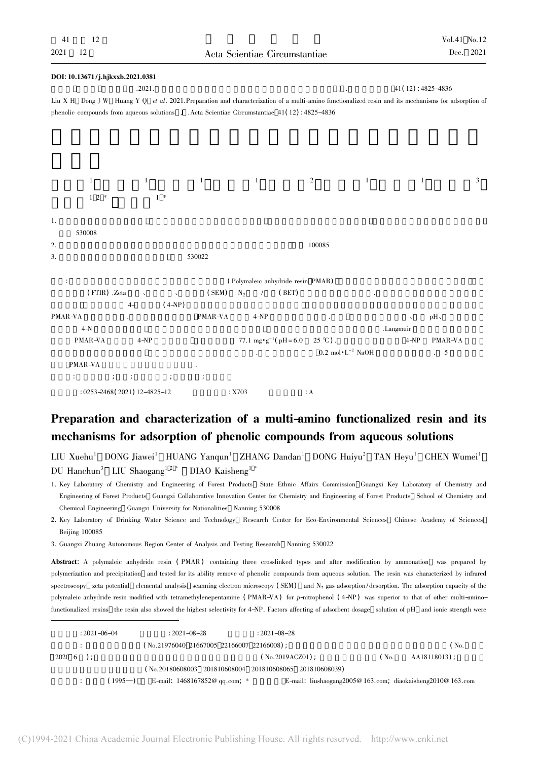**DOI**: 10.13671/j.hjkxxb.2021.0381

.2021. J . 41(12):4825-4836

Liu X H, Dong J W, Huang Y Q, *et al*. 2021. Preparation and characterization of a multi-amino functionalized resin and its mechanisms for adsorption of phenolic compounds from aqueous solutions[J]. Acta Scientiae Circumstantiae, 41(12):4825-4836

1 1 1 1 2 1 1 3

1,2* 1*

1.

530008

2. 100085

3. 530022

: (Polymaleic anhydride resin, PMAR) (FTIR)、Zeta 、 、 (SEM)、 $N_2$ / (BET) . 4- (4-NP) PMAR-VA . PMAR-VA 4-NP . 、 pH、 4-N .Langmuir PMAR-VA 4-NP 77.1 $mg \cdot g^{-1}$ (pH = 6.0, 25 ℃). 4-NP PMAR-VA . 0.2 $mol \cdot L^{-1}$ NaOH . 5 PMAR-VA .

: ; ; ; ;

: 0253-2468(2021)12-4825-12 : X703 : A

# Preparation and characterization of a multi-amino functionalized resin and its mechanisms for adsorption of phenolic compounds from aqueous solutions

LIU Xuehu[1], DONG Jiawei[1], HUANG Yanqun[1], ZHANG Dandan[1], DONG Huiyu[2], TAN Heyu[1], CHEN Wumei[1], DU Hanchun[3], LIU Shaogang[1,2*], DIAO Kaisheng[1*]

1. Key Laboratory of Chemistry and Engineering of Forest Products, State Ethnic Affairs Commission, Guangxi Key Laboratory of Chemistry and Engineering of Forest Products, Guangxi Collaborative Innovation Center for Chemistry and Engineering of Forest Products, School of Chemistry and Chemical Engineering, Guangxi University for Nationalities, Nanning 530008
2. Key Laboratory of Drinking Water Science and Technology, Research Center for Eco-Environmental Sciences, Chinese Academy of Sciences, Beijing 100085
3. Guangxi Zhuang Autonomous Region Center of Analysis and Testing Research, Nanning 530022

**Abstract**: A polymaleic anhydride resin (PMAR) containing three crosslinked types and after modification by ammonation, was prepared by polymerization and precipitation, and tested for its ability remove of phenolic compounds from aqueous solution. The resin was characterized by infrared spectroscopy, zeta potential, elemental analysis, scanning electron microscopy (SEM) and $N_2$ gas adsorption/desorption. The adsorption capacity of the polymaleic anhydride resin modified with tetramethylenepentamine (PMAR-VA) for *p*-nitrophenol (4-NP) was superior to that of other multi-amino-functionalized resins, the resin also showed the highest selectivity for 4-NP. Factors affecting of adsorbent dosage, solution of pH and ionic strength were

---

: 2021-06-04 : 2021-08-28 : 2021-08-28

: (No.21976040, 21667005, 22166007, 22166008); (No. 2020, 6 ); (No.2019ACZ01); (No. AA18118013); (No.201806080003, 201810608004, 201810608065, 201810608039)

: (1995—), E-mail: 1468167852@qq.com; * E-mail: liushaogang2005@163.com; diaokaisheng2010@163.com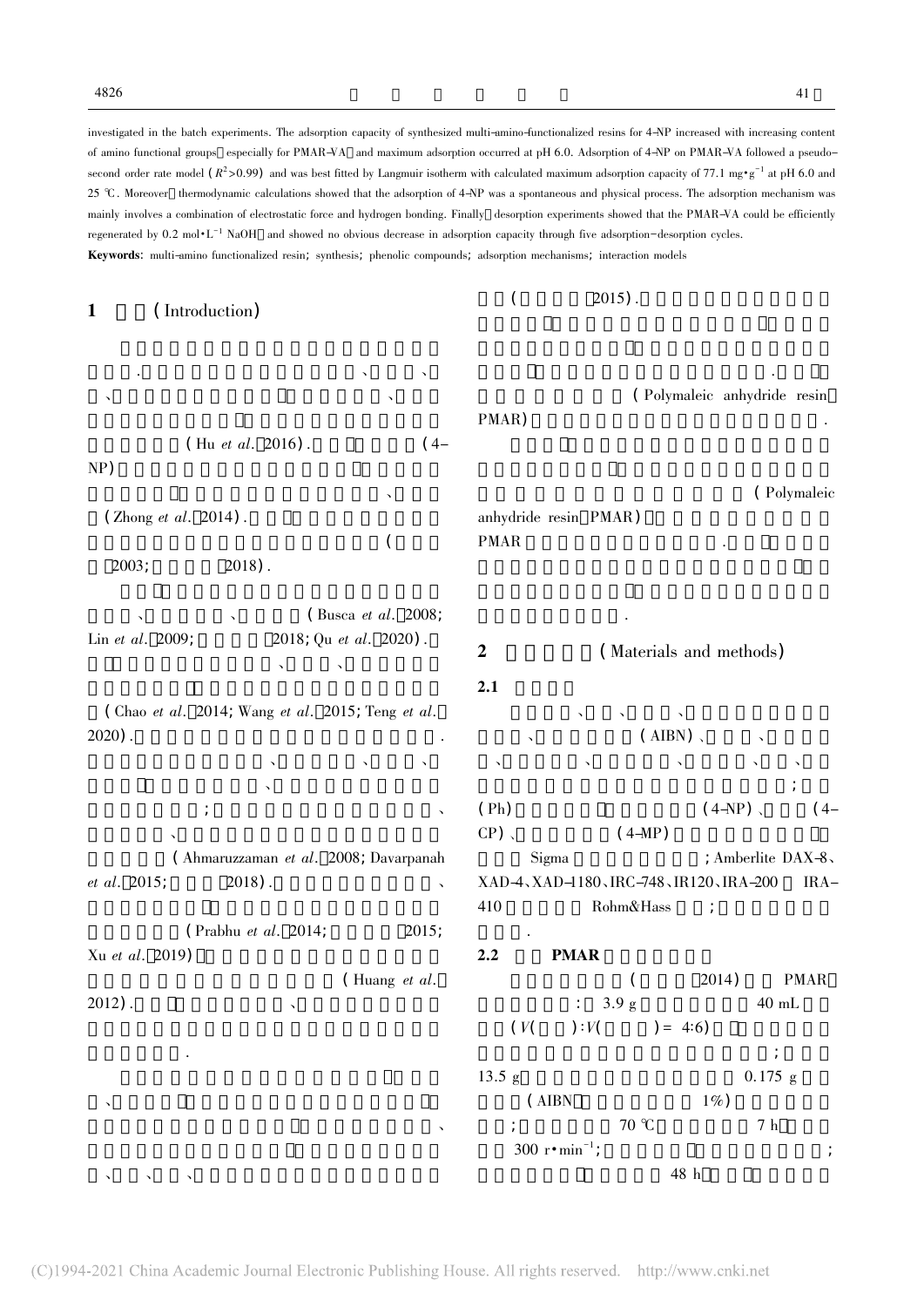investigated in the batch experiments. The adsorption capacity of synthesized multi-amino-functionalized resins for 4-NP increased with increasing content of amino functional groups especially for PMAR-VA and maximum adsorption occurred at pH 6.0. Adsorption of 4-NP on PMAR-VA followed a pseudo-second order rate model ($R^2$>0.99) and was best fitted by Langmuir isotherm with calculated maximum adsorption capacity of 77.1 mg·g$^{-1}$ at pH 6.0 and 25 ℃. Moreover thermodynamic calculations showed that the adsorption of 4-NP was a spontaneous and physical process. The adsorption mechanism was mainly involves a combination of electrostatic force and hydrogen bonding. Finally desorption experiments showed that the PMAR-VA could be efficiently regenerated by 0.2 mol·L$^{-1}$ NaOH and showed no obvious decrease in adsorption capacity through five adsorption-desorption cycles.

**Keywords**: multi-amino functionalized resin; synthesis; phenolic compounds; adsorption mechanisms; interaction models

## 1 (Introduction)

. 、 、 、 、 (Hu *et al*. 2016). (4-NP) 、 (Zhong *et al*. 2014). ( 2003; 2018). 、 、 (Busca *et al*. 2008; Lin *et al*. 2009; 2018; Qu *et al*. 2020). 、 、 (Chao *et al*. 2014; Wang *et al*. 2015; Teng *et al*. 2020). . 、 、 、 、 ; 、 、 (Ahmaruzzaman *et al*. 2008; Davarpanah *et al*. 2015; 2018). 、 (Prabhu *et al*. 2014; 2015; Xu *et al*. 2019) (Huang *et al*. 2012). 、 . 、 、 、 、 、 、

( 2015). . . (Polymaleic anhydride resin PMAR) . (Polymaleic anhydride resin PMAR) PMAR . .

## 2 (Materials and methods)

### 2.1

、 、 、 、 (AIBN) 、 、 、 、 、 、 、 ; (Ph) (4-NP) 、 (4-CP) 、 (4-MP) Sigma ; Amberlite DAX-8、XAD-4、XAD-1180、IRC-748、IR120、IRA-200 IRA-410 Rohm&Hass ; .

### 2.2 PMAR

( 2014) PMAR : 3.9 g 40 mL ($V$( ):$V$( ) = 4:6) ; 13.5 g 0.175 g (AIBN 1%) ; 70 ℃ 7 h 300 r·min$^{-1}$; ; 48 h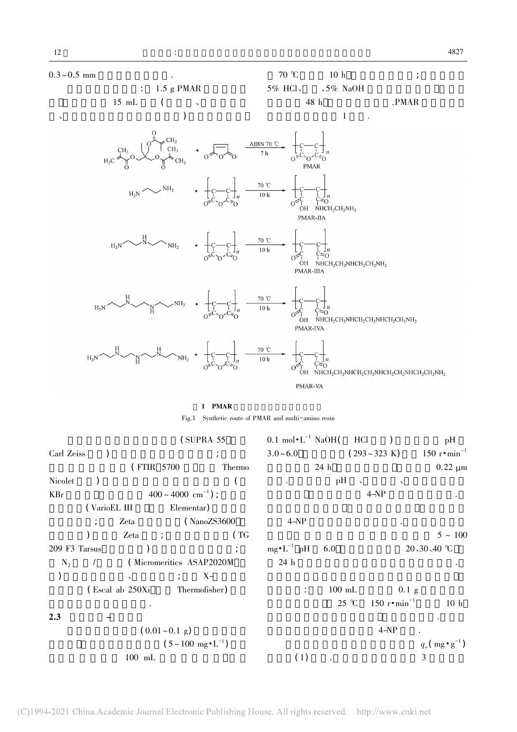0.3~0.5 mm .

: 1.5 g PMAR 15 mL ( 、 、 ) 70 ℃ 10 h ; 5% HCl、 、5% NaOH 48 h .PMAR 1 .

**1 PMAR**

Fig.1 Synthetic route of PMAR and multi-amino resin

( SUPRA 55 Carl Zeiss ) ; ( FTIR 5700 Thermo Nicolet ) ( KBr $400 \sim 4000\ cm^{-1}$ ); ( VarioEL III Elementar) ; Zeta ( NanoZS3600 ) Zeta ; ( TG 209 F3 Tarsus ) ; $N_2$ / ( Micromeritics ASAP2020M ) 、 ; X- ( Escal ab 250Xi Thermofisher) .

**2.3** -

( 0.01~0.1 g) ( $5 \sim 100\ mg \cdot L^{-1}$ ) 100 mL $0.1\ mol \cdot L^{-1}$ NaOH( HCl ) pH 3.0~6.0 ( 293~323 K) $150\ r \cdot min^{-1}$ 24 h $0.22\ \mu m$ . pH 、 、 4-NP . 4-NP . $5 \sim 100\ mg \cdot L^{-1}$ pH 6.0 20、30、40 ℃ 24 h . : 100 mL 0.1 g 25 ℃ $150\ r \cdot min^{-1}$ 10 h . 4-NP .

$q_e\ (mg \cdot g^{-1})$ (1) . 3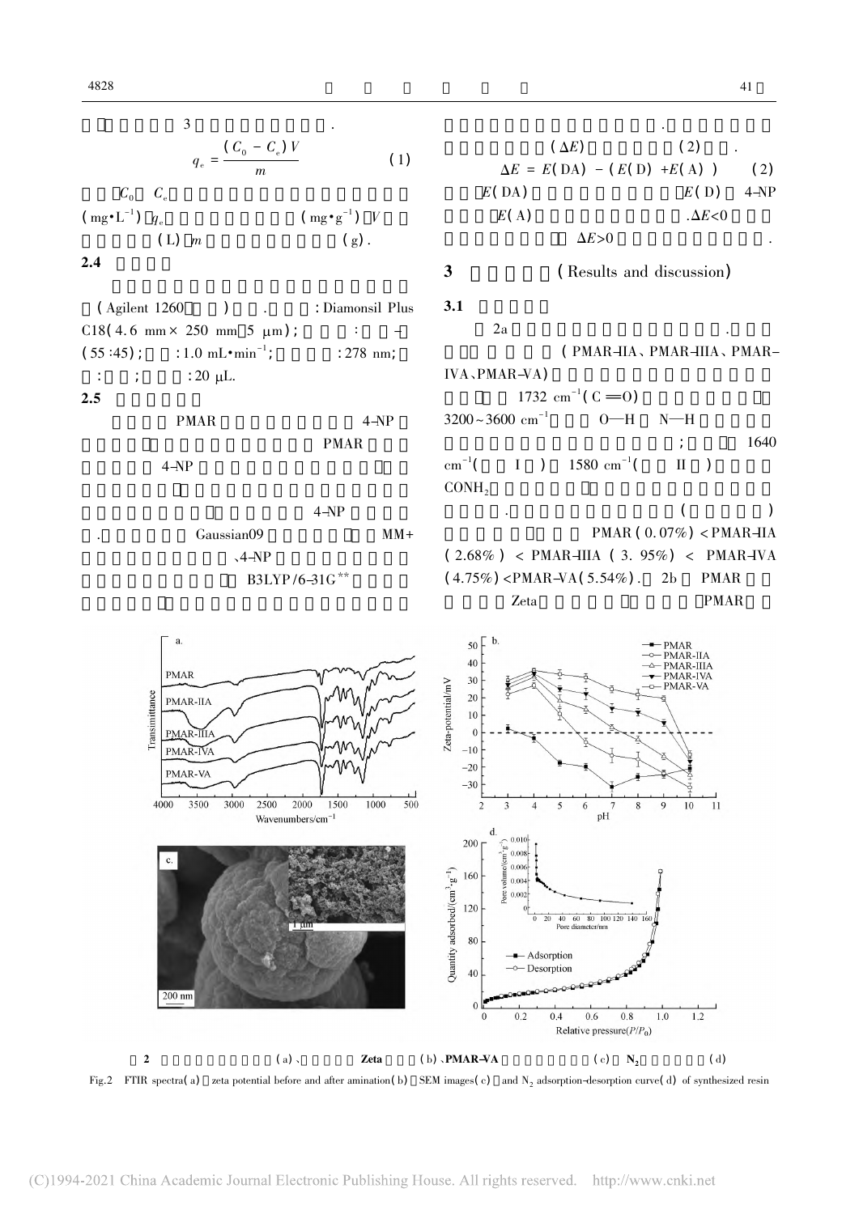3

$$q_e = \frac{(C_0 - C_e)V}{m} \quad (1)$$

$C_0$ $C_e$

($mg \cdot L^{-1}$) $q_e$ ($mg \cdot g^{-1}$) $V$

(L) $m$ (g).

**2.4**

(Agilent 1260 ) . : Diamonsil Plus C18(4.6 mm × 250 mm 5 μm); : - (55 : 45); : 1.0 mL·min$^{-1}$; : 278 nm; : ; : 20 μL.

**2.5**

PMAR 4-NP PMAR 4-NP 4-NP . Gaussian09 MM+ 、4-NP B3LYP/6-31G**

.

($\Delta E$) (2) .

$$\Delta E = E(DA) - (E(D) + E(A)) \quad (2)$$

$E$(DA) $E$(D) 4-NP $E$(A) . $\Delta E < 0$ $\Delta E > 0$ .

## 3 (Results and discussion)

**3.1**

2a . (PMAR-IIA、PMAR-IIIA、PMAR-IVA、PMAR-VA) 1732 cm$^{-1}$(C=O) 3200～3600 cm$^{-1}$ O—H N—H ; 1640 cm$^{-1}$( I ) 1580 cm$^{-1}$( II ) $CONH_2$ . ( ) PMAR (0.07%) < PMAR-IIA (2.68%) < PMAR-IIIA (3.95%) < PMAR-IVA (4.75%) < PMAR-VA (5.54%). 2b PMAR Zeta PMAR

**2** (a)、 Zeta (b)、PMAR-VA (c) $N_2$ (d)

Fig.2 FTIR spectra(a) zeta potential before and after amination(b) SEM images(c) and $N_2$ adsorption-desorption curve(d) of synthesized resin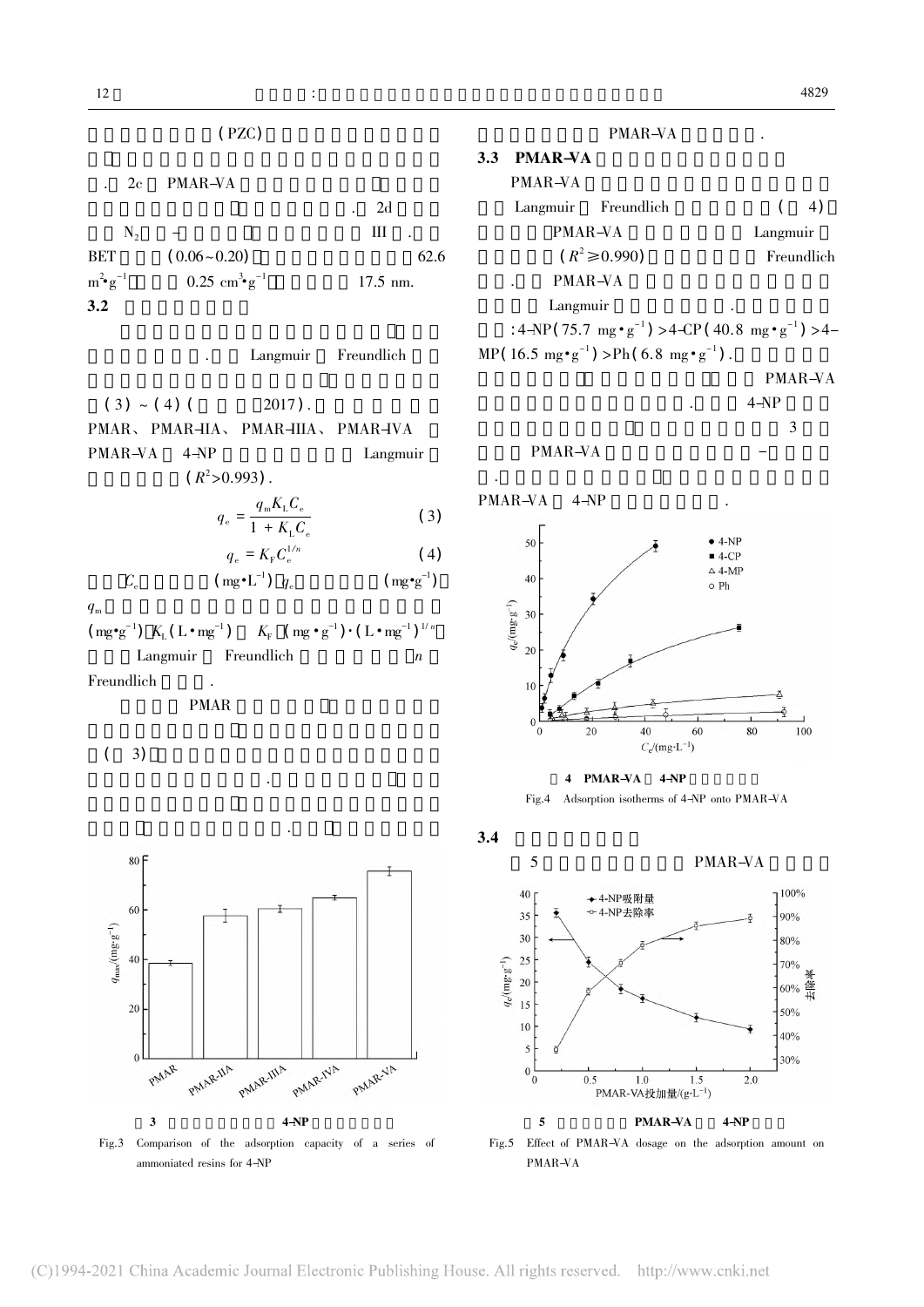(PZC)

. 2c PMAR-VA

. 2d

$N_2$ – III .

BET (0.06~0.20) 62.6 $m^2 \cdot g^{-1}$ 0.25 $cm^3 \cdot g^{-1}$ 17.5 nm.

### 3.2

. Langmuir Freundlich

(3) ~ (4) ( 2017).

PMAR、PMAR-IIA、PMAR-IIIA、PMAR-IVA PMAR-VA 4-NP Langmuir ($R^2$>0.993).

$$q_e = \frac{q_m K_L C_e}{1 + K_L C_e} \tag{3}$$

$$q_e = K_F C_e^{1/n} \tag{4}$$

$C_e$ ($mg \cdot L^{-1}$) $q_e$ ($mg \cdot g^{-1}$)

$q_m$

($mg \cdot g^{-1}$) $K_L$ ($L \cdot mg^{-1}$) $K_F$ ($(mg \cdot g^{-1}) \cdot (L \cdot mg^{-1})^{1/n}$)

Langmuir Freundlich $n$

Freundlich .

PMAR

( 3)

.

.

图 3 4-NP

Fig.3 Comparison of the adsorption capacity of a series of ammoniated resins for 4-NP

PMAR-VA .

### 3.3 PMAR-VA

PMAR-VA

Langmuir Freundlich ( 4)

PMAR-VA Langmuir

($R^2 \geq 0.990$) Freundlich

. PMAR-VA

Langmuir .

:4-NP(75.7 $mg \cdot g^{-1}$)>4-CP(40.8 $mg \cdot g^{-1}$)>4-MP(16.5 $mg \cdot g^{-1}$)>Ph(6.8 $mg \cdot g^{-1}$).

PMAR-VA

. 4-NP

3

PMAR-VA –

.

PMAR-VA 4-NP .

图 4 PMAR-VA 4-NP

Fig.4 Adsorption isotherms of 4-NP onto PMAR-VA

### 3.4

5 PMAR-VA

图 5 PMAR-VA 4-NP

Fig.5 Effect of PMAR-VA dosage on the adsorption amount on PMAR-VA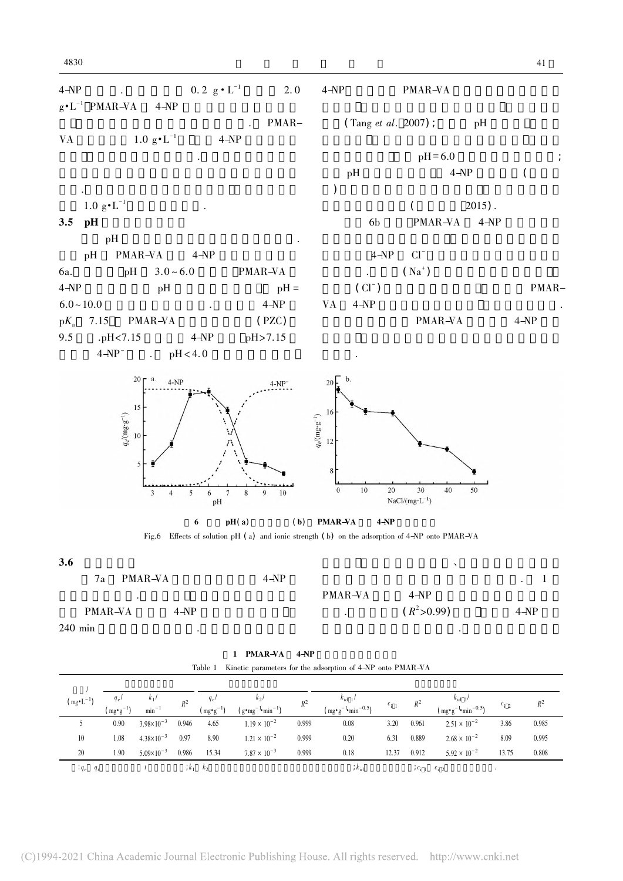4-NP . 0.2 $g \cdot L^{-1}$ 2.0 $g \cdot L^{-1}$ PMAR-VA 4-NP

. PMAR-VA 1.0 $g \cdot L^{-1}$ 4-NP

.

.

1.0 $g \cdot L^{-1}$ .

### 3.5 pH

pH .

pH PMAR-VA 4-NP 6a. pH 3.0~6.0 PMAR-VA 4-NP pH pH = 6.0~10.0 . 4-NP $pK_a$ 7.15 PMAR-VA (PZC) 9.5 . pH<7.15 4-NP pH>7.15 $4\text{-NP}^-$ . pH<4.0

4-NP PMAR-VA (Tang *et al*. 2007); pH

pH = 6.0 ; pH 4-NP ( ) ( 2015).

6b PMAR-VA 4-NP

4-NP $Cl^-$ . ($Na^+$) ($Cl^-$) PMAR-VA 4-NP .

PMAR-VA 4-NP

.

图 6 pH(a) (b) PMAR-VA 4-NP

Fig.6 Effects of solution pH (a) and ionic strength (b) on the adsorption of 4-NP onto PMAR-VA

### 3.6

7a PMAR-VA 4-NP

. PMAR-VA 4-NP 240 min .

、 . 1 PMAR-VA 4-NP . ($R^2$>0.99) 4-NP .

表 1 PMAR-VA 4-NP

Table 1 Kinetic parameters for the adsorption of 4-NP onto PMAR-VA

| / ($mg \cdot L^{-1}$) | | | | | | | | | | | | |
|---|---|---|---|---|---|---|---|---|---|---|---|---|
| | $q_e$/ ($mg \cdot g^{-1}$) | $k_1$/ $min^{-1}$ | $R^2$ | $q_e$/ ($mg \cdot g^{-1}$) | $k_2$/ ($g \cdot mg^{-1} \cdot min^{-1}$) | $R^2$ | $k_{id1}$/ ($mg \cdot g^{-1} \cdot min^{-0.5}$) | $c_{i1}$ | $R^2$ | $k_{id2}$/ ($mg \cdot g^{-1} \cdot min^{-0.5}$) | $c_{i2}$ | $R^2$ |
| 5 | 0.90 | $3.98 \times 10^{-3}$ | 0.946 | 4.65 | $1.19 \times 10^{-2}$ | 0.999 | 0.08 | 3.20 | 0.961 | $2.51 \times 10^{-2}$ | 3.86 | 0.985 |
| 10 | 1.08 | $4.38 \times 10^{-3}$ | 0.97 | 8.90 | $1.21 \times 10^{-2}$ | 0.999 | 0.20 | 6.31 | 0.889 | $2.68 \times 10^{-2}$ | 8.09 | 0.995 |
| 20 | 1.90 | $5.09 \times 10^{-3}$ | 0.986 | 15.34 | $7.87 \times 10^{-3}$ | 0.999 | 0.18 | 12.37 | 0.912 | $5.92 \times 10^{-2}$ | 13.75 | 0.808 |

: $q_e$ $q_t$ $t$ ; $k_1$ $k_2$ ; $k_{id}$ ; $c_{i1}$ $c_{i2}$ .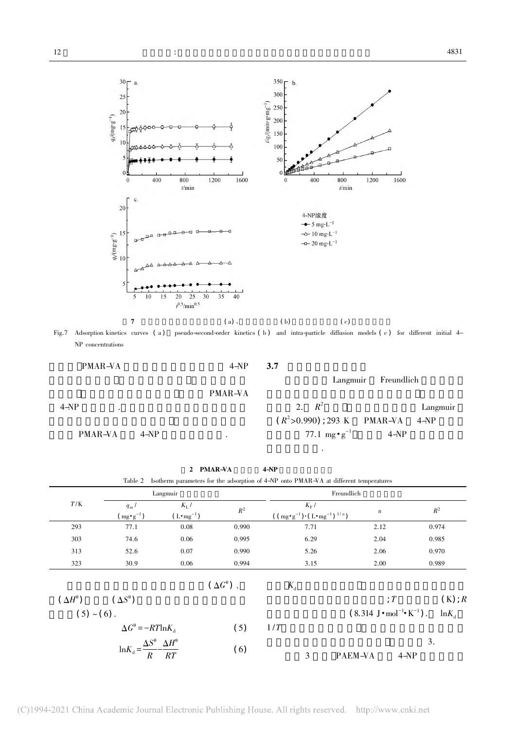7 (a)、(b)(c)

Fig.7 Adsorption kinetics curves (a) pseudo-second-order kinetics (b) and intra-particle diffusion models (c) for different initial 4-NP concentrations

PMAR-VA 4-NP PMAR-VA 4-NP . PMAR-VA 4-NP .

### 3.7

Langmuir Freundlich 2. $R^2$ Langmuir ($R^2$>0.990); 293 K PMAR-VA 4-NP 77.1 $mg \cdot g^{-1}$ 4-NP .

**2 PMAR-VA 4-NP**

Table 2 Isotherm parameters for the adsorption of 4-NP onto PMAR-VA at different temperatures

| $T$/K | Langmuir | | | Freundlich | | |
|---|---|---|---|---|---|---|
| | $q_m$/ ($mg \cdot g^{-1}$) | $K_L$/ ($L \cdot mg^{-1}$) | $R^2$ | $K_F$/ (($mg \cdot g^{-1}$)$\cdot$($L \cdot mg^{-1}$)$^{1/n}$) | $n$ | $R^2$ |
| 293 | 77.1 | 0.08 | 0.990 | 7.71 | 2.12 | 0.974 |
| 303 | 74.6 | 0.06 | 0.995 | 6.29 | 2.04 | 0.985 |
| 313 | 52.6 | 0.07 | 0.990 | 5.26 | 2.06 | 0.970 |
| 323 | 30.9 | 0.06 | 0.994 | 3.15 | 2.00 | 0.989 |

($\Delta G^\theta$)、($\Delta H^\theta$) ($\Delta S^\theta$) (5) ~ (6).

$$\Delta G^\theta = -RT\ln K_d \tag{5}$$

$$\ln K_d = \frac{\Delta S^\theta}{R} - \frac{\Delta H^\theta}{RT} \tag{6}$$

$K_d$ ; $T$ (K); $R$ (8.314 $J \cdot mol^{-1} \cdot K^{-1}$). $\ln K_d$ $1/T$ 3.

3 PAEM-VA 4-NP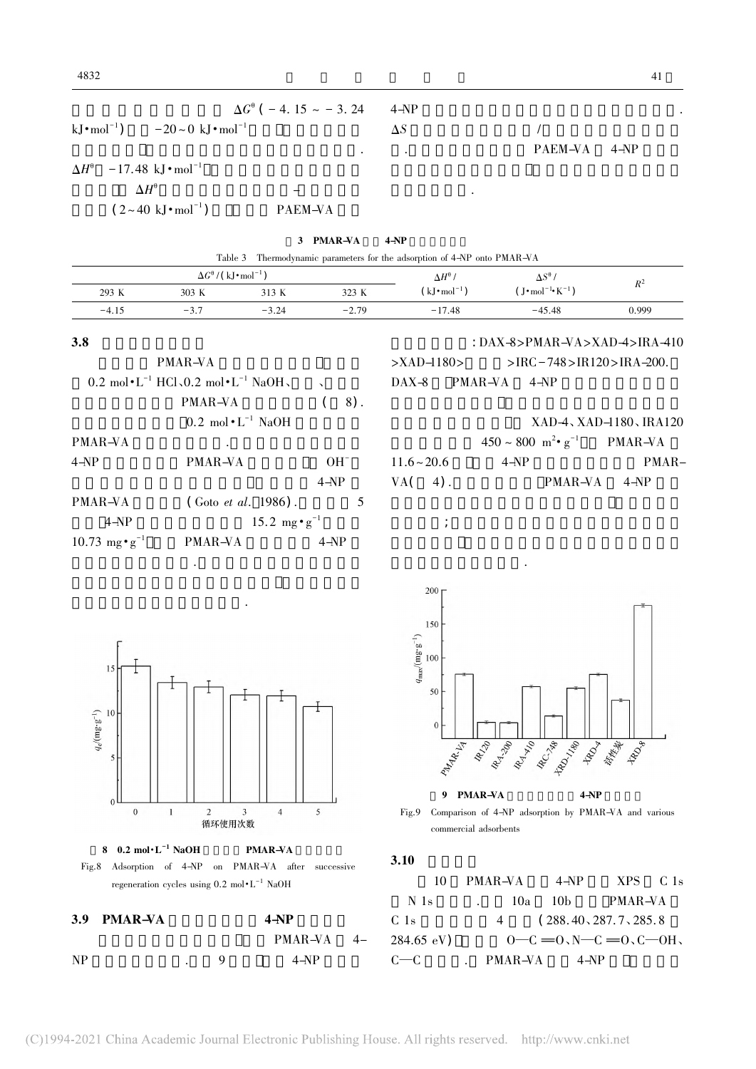$\Delta G^{\theta}$ ( − 4. 15 ~ − 3. 24 kJ•mol$^{-1}$) −20~0 kJ•mol$^{-1}$

.

$\Delta H^{\theta}$ −17.48 kJ•mol$^{-1}$

$\Delta H^{\theta}$ −

(2~40 kJ•mol$^{-1}$) PAEM–VA

4–NP .

$\Delta S$ /

. PAEM–VA 4–NP

.

**3 PMAR–VA 4–NP**

Table 3 Thermodynamic parameters for the adsorption of 4-NP onto PMAR–VA

| $\Delta G^{\theta}$/(kJ•mol$^{-1}$) | | | | $\Delta H^{\theta}$/(kJ•mol$^{-1}$) | $\Delta S^{\theta}$/(J•mol$^{-1}$•K$^{-1}$) | $R^2$ |
|---|---|---|---|---|---|---|
| 293 K | 303 K | 313 K | 323 K | | | |
| −4.15 | −3.7 | −3.24 | −2.79 | −17.48 | −45.48 | 0.999 |

### 3.8

PMAR–VA

0.2 mol•L$^{-1}$ HCl、0.2 mol•L$^{-1}$ NaOH、 、

PMAR–VA ( 8).

0.2 mol•L$^{-1}$ NaOH

PMAR–VA .

4–NP PMAR–VA $OH^{-}$

4–NP

PMAR–VA (Goto *et al*. 1986). 5

4–NP 15.2 mg•g$^{-1}$

10.73 mg•g$^{-1}$ PMAR–VA 4–NP

.

.

**8 0.2 mol•L$^{-1}$ NaOH PMAR–VA**

Fig.8 Adsorption of 4-NP on PMAR–VA after successive regeneration cycles using 0.2 mol•L$^{-1}$ NaOH

### 3.9 PMAR–VA 4–NP

PMAR–VA 4–NP . 9 4–NP

: DAX–8>PMAR–VA>XAD–4>IRA–410 >XAD–1180> >IRC−748>IR120>IRA–200.

DAX–8 PMAR–VA 4–NP

XAD–4、XAD–1180、IRA120

450 ~ 800 m$^{2}$•g$^{-1}$ PMAR–VA

11.6~20.6 4–NP PMAR–VA( 4). PMAR–VA 4–NP

;

.

**9 PMAR–VA 4–NP**

Fig.9 Comparison of 4-NP adsorption by PMAR–VA and various commercial adsorbents

### 3.10

10 PMAR–VA 4–NP XPS C 1s N 1s . 10a 10b PMAR–VA C 1s 4 (288.40、287.7、285.8 284.65 eV) O—C═O、N—C═O、C—OH、C—C . PMAR–VA 4–NP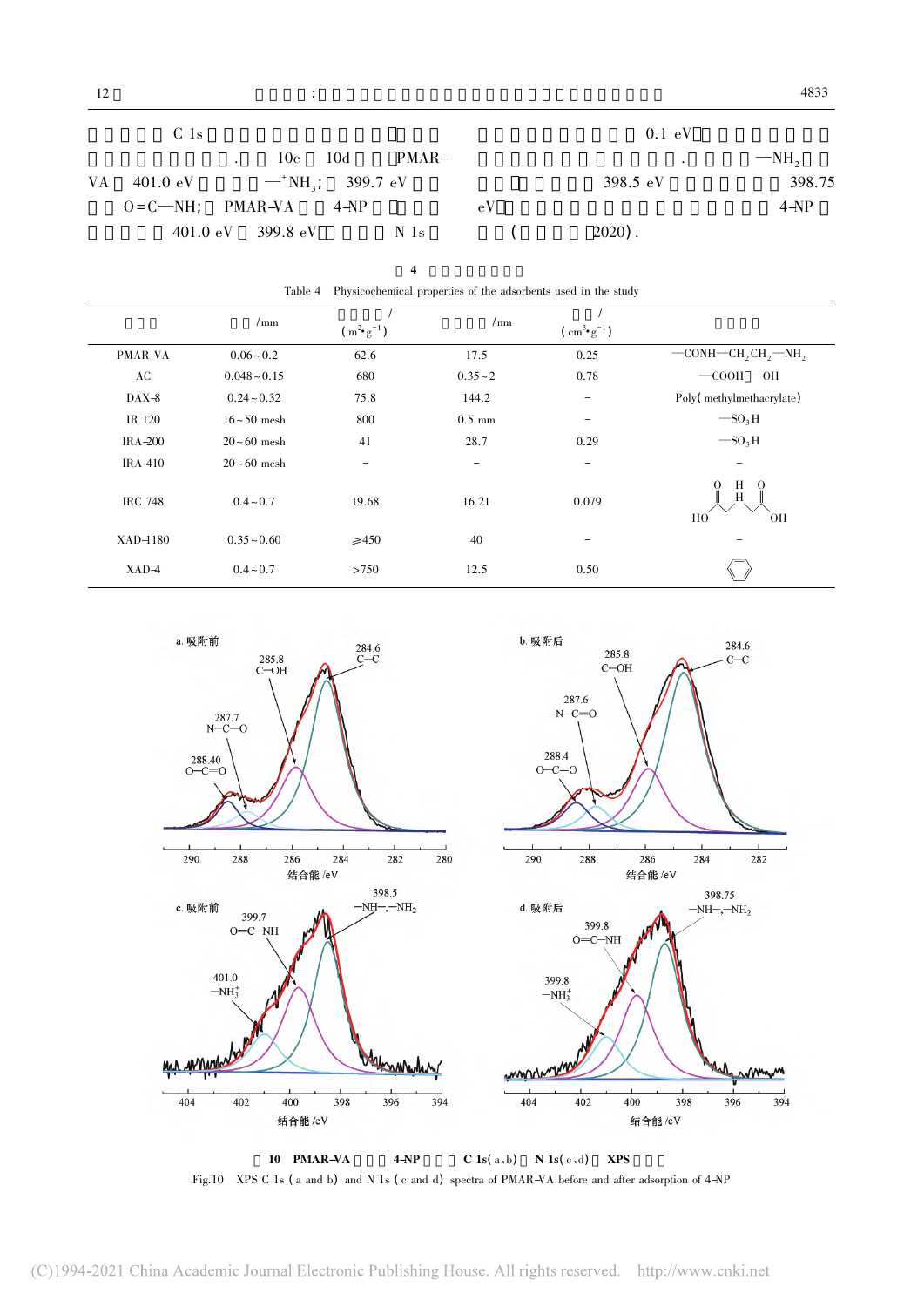C 1s

. 10c 10d PMAR-VA 401.0 eV $—^{+}NH_3$; 399.7 eV O=C—NH; PMAR-VA 4-NP 401.0 eV 399.8 eV N 1s

0.1 eV . $—NH_2$ 398.5 eV 398.75 eV 4-NP ( 2020).

**4**

Table 4 Physicochemical properties of the adsorbents used in the study

| | /mm | / ($m^2 \cdot g^{-1}$) | /nm | / ($cm^3 \cdot g^{-1}$) | |
|---|---|---|---|---|---|
| PMAR-VA | 0.06~0.2 | 62.6 | 17.5 | 0.25 | $—CONH—CH_2CH_2—NH_2$ |
| AC | 0.048~0.15 | 680 | 0.35~2 | 0.78 | —COOH —OH |
| DAX-8 | 0.24~0.32 | 75.8 | 144.2 | – | Poly(methylmethacrylate) |
| IR 120 | 16~50 mesh | 800 | 0.5 mm | – | $—SO_3H$ |
| IRA-200 | 20~60 mesh | 41 | 28.7 | 0.29 | $—SO_3H$ |
| IRA-410 | 20~60 mesh | – | – | – | – |
| IRC 748 | 0.4~0.7 | 19.68 | 16.21 | 0.079 | |
| XAD-1180 | 0.35~0.60 | ≥450 | 40 | – | – |
| XAD-4 | 0.4~0.7 | >750 | 12.5 | 0.50 | |

**10 PMAR-VA 4-NP C 1s(a、b) N 1s(c、d) XPS**

Fig.10 XPS C 1s (a and b) and N 1s (c and d) spectra of PMAR-VA before and after adsorption of 4-NP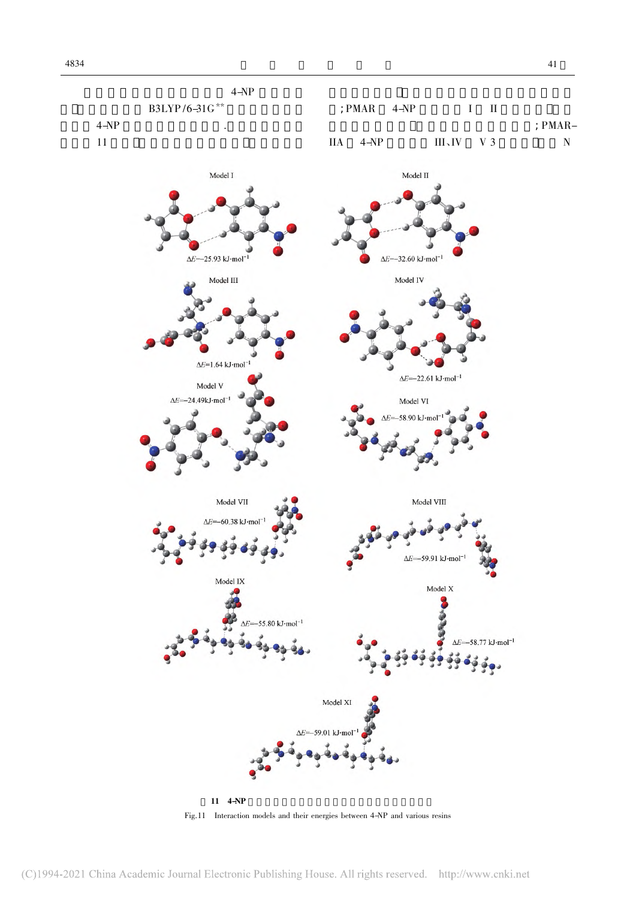4-NP B3LYP/6-31G** 4-NP . 11 ; PMAR 4-NP I II ; PMAR-IIA 4-NP III、IV V 3 N

Model I

$\Delta E$=−25.93 kJ·mol$^{-1}$

Model II

$\Delta E$=−32.60 kJ·mol$^{-1}$

Model III

$\Delta E$=1.64 kJ·mol$^{-1}$

Model IV

$\Delta E$=−22.61 kJ·mol$^{-1}$

Model V

$\Delta E$=−24.49 kJ·mol$^{-1}$

Model VI

$\Delta E$=−58.90 kJ·mol$^{-1}$

Model VII

$\Delta E$=−60.38 kJ·mol$^{-1}$

Model VIII

$\Delta E$=−59.91 kJ·mol$^{-1}$

Model IX

$\Delta E$=−55.80 kJ·mol$^{-1}$

Model X

$\Delta E$=−58.77 kJ·mol$^{-1}$

Model XI

$\Delta E$=−59.01 kJ·mol$^{-1}$

**11 4-NP**

Fig.11 Interaction models and their energies between 4-NP and various resins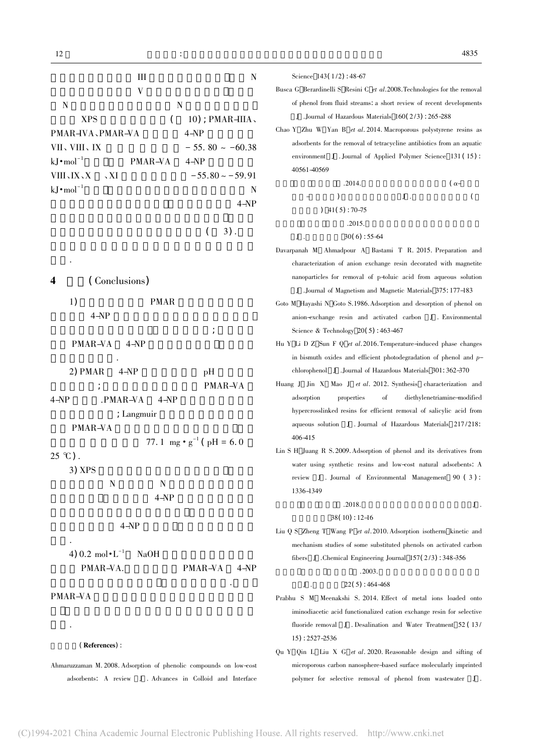III N

V

N N

XPS ( 10); PMAR-IIIA、PMAR-IVA、PMAR-VA 4-NP

VII、VIII、IX $-55.80 \sim -60.38$ $kJ \cdot mol^{-1}$ PMAR-VA 4-NP

VIII、IX、X 、XI $-55.80 \sim -59.91$ $kJ \cdot mol^{-1}$ N

4-NP

( 3).

.

## 4 (Conclusions)

1) PMAR 4-NP

;

PMAR-VA 4-NP

.

2) PMAR 4-NP pH

; PMAR-VA

4-NP .PMAR-VA 4-NP

; Langmuir

PMAR-VA

77.1 $mg \cdot g^{-1}$ (pH = 6.0 25 ℃).

3) XPS

N N

4-NP

4-NP

.

4) 0.2 $mol \cdot L^{-1}$ NaOH

PMAR-VA. PMAR-VA 4-NP

.

PMAR-VA

.

**(References):**

Ahmaruzzaman M. 2008. Adsorption of phenolic compounds on low-cost adsorbents: A review [J]. Advances in Colloid and Interface Science, 143(1/2): 48-67

Busca G, Berardinelli S, Resini C, *et al*. 2008. Technologies for the removal of phenol from fluid streams: a short review of recent developments [J]. Journal of Hazardous Materials, 160(2/3): 265-288

Chao Y, Zhu W, Yan B, *et al*. 2014. Macroporous polystyrene resins as adsorbents for the removal of tetracycline antibiotics from an aquatic environment [J]. Journal of Applied Polymer Science, 131(15): 40561-40569

.2014. ($\alpha$- - ) [J]. ( ), 41(5): 70-75

.2015. [J]. , 30(6): 55-64

Davarpanah M, Ahmadpour A, Bastami T R. 2015. Preparation and characterization of anion exchange resin decorated with magnetite nanoparticles for removal of p-toluic acid from aqueous solution [J]. Journal of Magnetism and Magnetic Materials, 375: 177-183

Goto M, Hayashi N, Goto S. 1986. Adsorption and desorption of phenol on anion-exchange resin and activated carbon [J]. Environmental Science & Technology, 20(5): 463-467

Hu Y, Li D Z, Sun F Q, *et al*. 2016. Temperature-induced phase changes in bismuth oxides and efficient photodegradation of phenol and *p*-chlorophenol [J]. Journal of Hazardous Materials, 301: 362-370

Huang J, Jin X, Mao J, *et al*. 2012. Synthesis, characterization and adsorption properties of diethylenetriamine-modified hypercrosslinked resins for efficient removal of salicylic acid from aqueous solution [J]. Journal of Hazardous Materials, 217/218: 406-415

Lin S H, Juang R S. 2009. Adsorption of phenol and its derivatives from water using synthetic resins and low-cost natural adsorbents: A review [J]. Journal of Environmental Management, 90(3): 1336-1349

.2018. [J]. , 38(10): 12-16

Liu Q S, Zheng T, Wang P, *et al*. 2010. Adsorption isotherm, kinetic and mechanism studies of some substituted phenols on activated carbon fibers [J]. Chemical Engineering Journal, 157(2/3): 348-356

.2003. [J]. , 22(5): 464-468

Prabhu S M, Meenakshi S. 2014. Effect of metal ions loaded onto iminodiacetic acid functionalized cation exchange resin for selective fluoride removal [J]. Desalination and Water Treatment, 52(13/15): 2527-2536

Qu Y, Qin L, Liu X G, *et al*. 2020. Reasonable design and sifting of microporous carbon nanosphere-based surface molecularly imprinted polymer for selective removal of phenol from wastewater [J].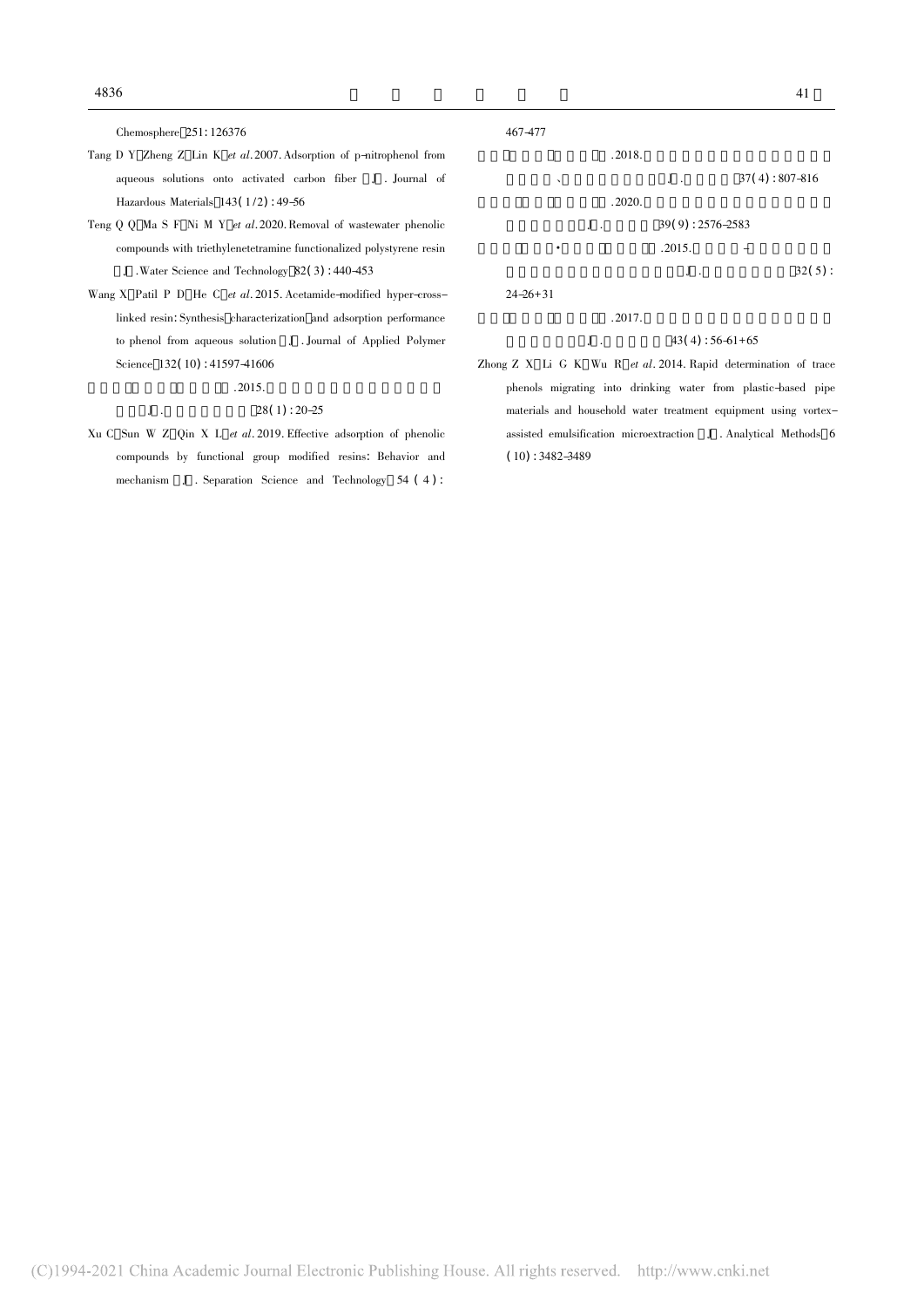Chemosphere, 251: 126376

Tang D Y, Zheng Z, Lin K, *et al*. 2007. Adsorption of p-nitrophenol from aqueous solutions onto activated carbon fiber [J]. Journal of Hazardous Materials, 143(1/2): 49-56

Teng Q Q, Ma S F, Ni M Y, *et al*. 2020. Removal of wastewater phenolic compounds with triethylenetetramine functionalized polystyrene resin [J]. Water Science and Technology, 82(3): 440-453

Wang X, Patil P D, He C, *et al*. 2015. Acetamide-modified hyper-cross-linked resin: Synthesis, characterization, and adsorption performance to phenol from aqueous solution [J]. Journal of Applied Polymer Science, 132(10): 41597-41606

. 2015.
[J]. 28(1): 20-25

Xu C, Sun W Z, Qin X L, *et al*. 2019. Effective adsorption of phenolic compounds by functional group modified resins: Behavior and mechanism [J]. Separation Science and Technology, 54(4): 467-477

. 2018.
、 [J]. 37(4): 807-816

. 2020.
[J]. 39(9): 2576-2583

• . 2015. –
[J]. 32(5): 24-26+31

. 2017.
[J]. 43(4): 56-61+65

Zhong Z X, Li G K, Wu R, *et al*. 2014. Rapid determination of trace phenols migrating into drinking water from plastic-based pipe materials and household water treatment equipment using vortex-assisted emulsification microextraction [J]. Analytical Methods, 6(10): 3482-3489